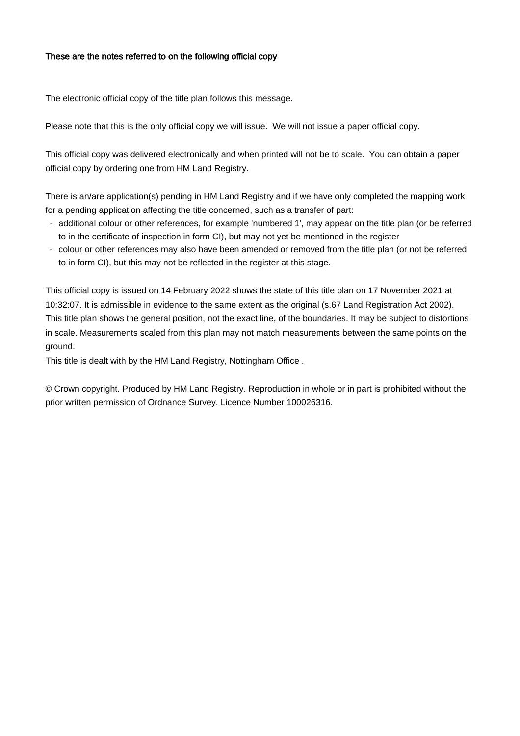**These are the notes referred to on the following official copy**

The electronic official copy of the title plan follows this message.

Please note that this is the only official copy we will issue. We will not issue a paper official copy.

This official copy was delivered electronically and when printed will not be to scale. You can obtain a paper official copy by ordering one from HM Land Registry.

There is an/are application(s) pending in HM Land Registry and if we have only completed the mapping work for a pending application affecting the title concerned, such as a transfer of part:

- additional colour or other references, for example 'numbered 1', may appear on the title plan (or be referred to in the certificate of inspection in form CI), but may not yet be mentioned in the register
- colour or other references may also have been amended or removed from the title plan (or not be referred to in form CI), but this may not be reflected in the register at this stage.

This official copy is issued on 14 February 2022 shows the state of this title plan on 17 November 2021 at 10:32:07. It is admissible in evidence to the same extent as the original (s.67 Land Registration Act 2002). This title plan shows the general position, not the exact line, of the boundaries. It may be subject to distortions in scale. Measurements scaled from this plan may not match measurements between the same points on the ground.
This title is dealt with by the HM Land Registry, Nottingham Office .

© Crown copyright. Produced by HM Land Registry. Reproduction in whole or in part is prohibited without the prior written permission of Ordnance Survey. Licence Number 100026316.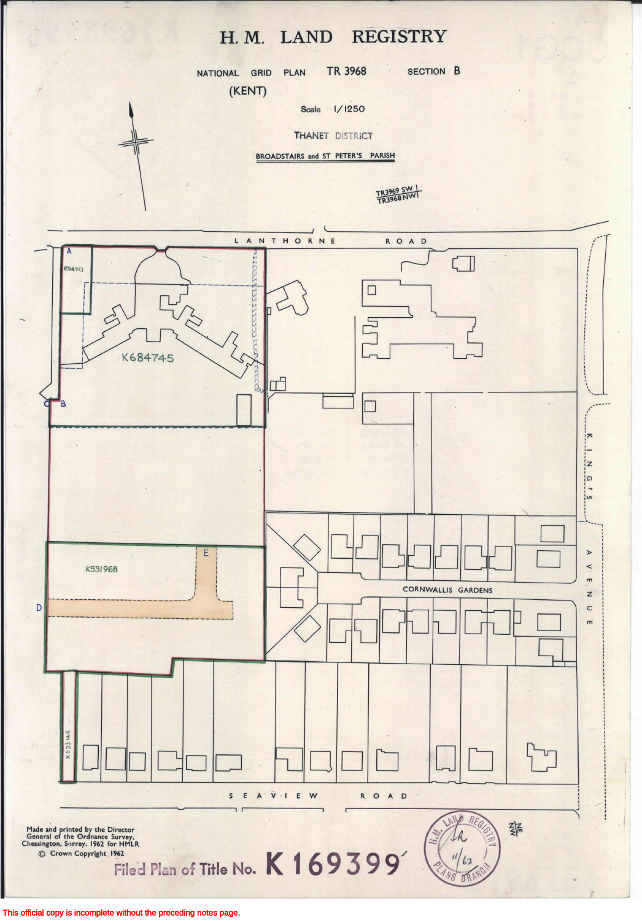# H. M. LAND REGISTRY

NATIONAL GRID PLAN TR 3968 SECTION B

(KENT)

Scale 1/1250

THANET DISTRICT

BROADSTAIRS and ST PETER'S PARISH

TR3969 SW
TR3968 NW

LANTHORNE ROAD

A

K594913

K684745

B

KING'S AVENUE

E

K531968

D

CORNWALLIS GARDENS

K533146

SEAVIEW ROAD

Made and printed by the Director General of the Ordnance Survey, Chessington, Surrey. 1962 for HMLR
© Crown Copyright 1962

Filed Plan of Title No. K 169399

H.M. LAND REGISTRY PLANS BRANCH 11/62

This official copy is incomplete without the preceding notes page.